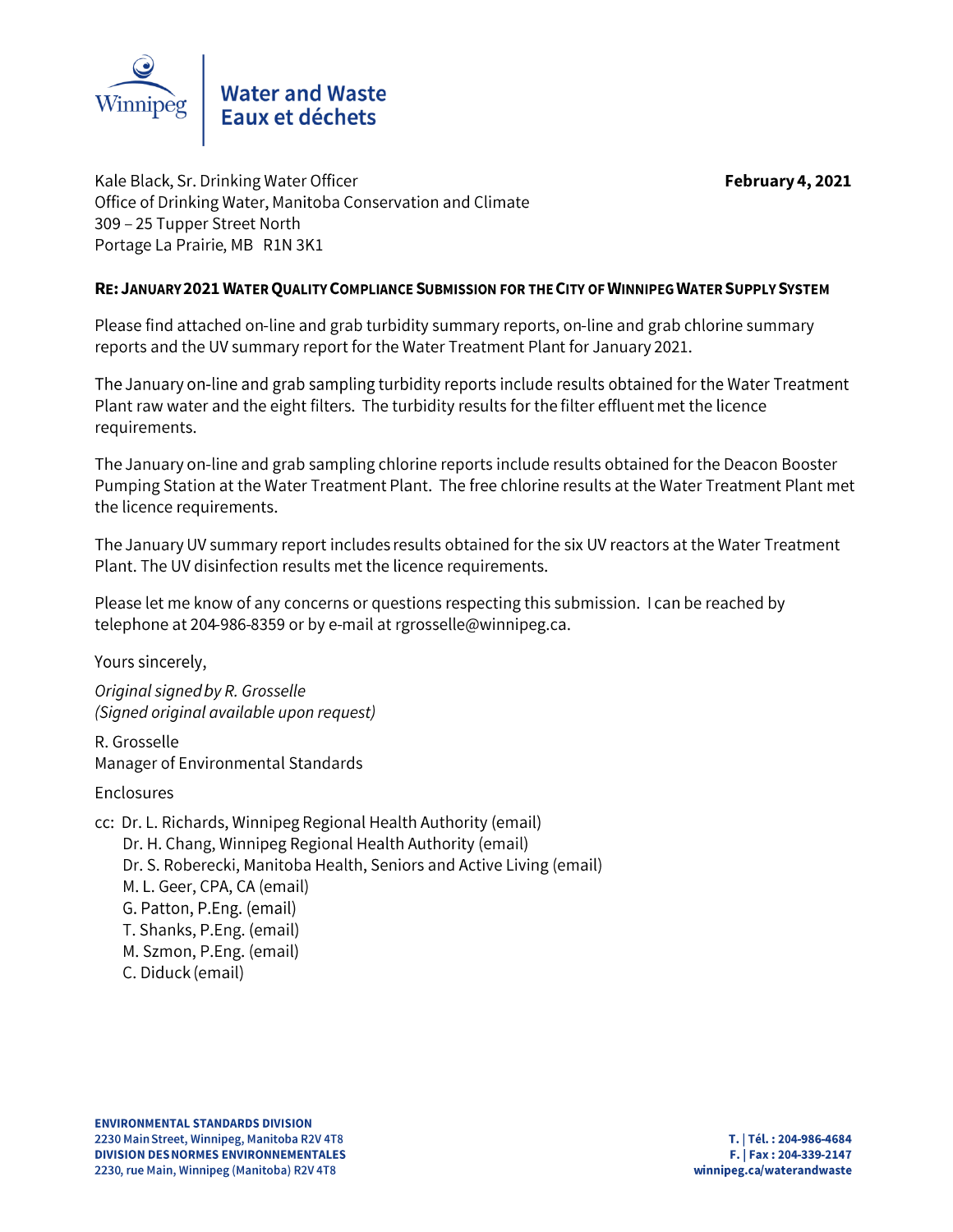Winnipeg

**Water and Waste**
**Eaux et déchets**

Kale Black, Sr. Drinking Water Officer
Office of Drinking Water, Manitoba Conservation and Climate
309 – 25 Tupper Street North
Portage La Prairie, MB R1N 3K1

**February 4, 2021**

**RE: JANUARY 2021 WATER QUALITY COMPLIANCE SUBMISSION FOR THE CITY OF WINNIPEG WATER SUPPLY SYSTEM**

Please find attached on-line and grab turbidity summary reports, on-line and grab chlorine summary reports and the UV summary report for the Water Treatment Plant for January 2021.

The January on-line and grab sampling turbidity reports include results obtained for the Water Treatment Plant raw water and the eight filters. The turbidity results for the filter effluent met the licence requirements.

The January on-line and grab sampling chlorine reports include results obtained for the Deacon Booster Pumping Station at the Water Treatment Plant. The free chlorine results at the Water Treatment Plant met the licence requirements.

The January UV summary report includes results obtained for the six UV reactors at the Water Treatment Plant. The UV disinfection results met the licence requirements.

Please let me know of any concerns or questions respecting this submission. I can be reached by telephone at 204-986-8359 or by e-mail at rgrosselle@winnipeg.ca.

Yours sincerely,

*Original signed by R. Grosselle*
*(Signed original available upon request)*

R. Grosselle
Manager of Environmental Standards

Enclosures

cc: Dr. L. Richards, Winnipeg Regional Health Authority (email)
Dr. H. Chang, Winnipeg Regional Health Authority (email)
Dr. S. Roberecki, Manitoba Health, Seniors and Active Living (email)
M. L. Geer, CPA, CA (email)
G. Patton, P.Eng. (email)
T. Shanks, P.Eng. (email)
M. Szmon, P.Eng. (email)
C. Diduck (email)

**ENVIRONMENTAL STANDARDS DIVISION**
**2230 Main Street, Winnipeg, Manitoba R2V 4T8**
**DIVISION DES NORMES ENVIRONNEMENTALES**
**2230, rue Main, Winnipeg (Manitoba) R2V 4T8**

**T. | Tél. : 204-986-4684**
**F. | Fax : 204-339-2147**
**winnipeg.ca/waterandwaste**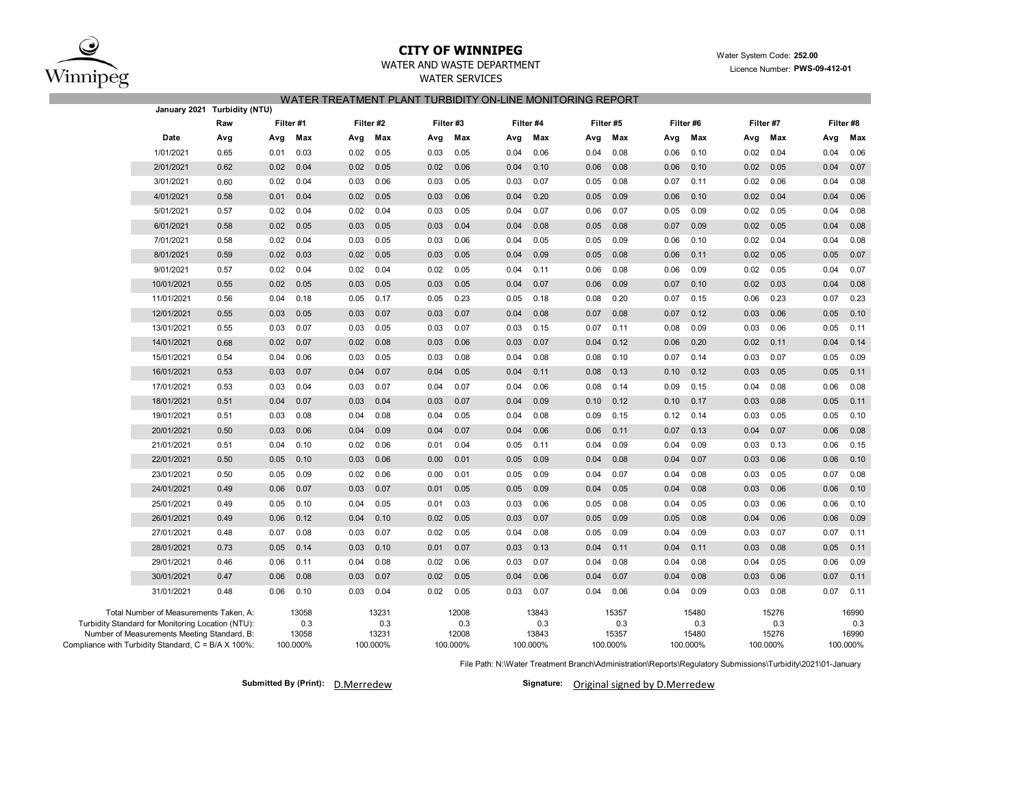# CITY OF WINNIPEG

WATER AND WASTE DEPARTMENT

WATER SERVICES

Water System Code: **252.00**

Licence Number: **PWS-09-412-01**

## WATER TREATMENT PLANT TURBIDITY ON-LINE MONITORING REPORT

**January 2021 Turbidity (NTU)**

| | Raw | Filter #1 | | Filter #2 | | Filter #3 | | Filter #4 | | Filter #5 | | Filter #6 | | Filter #7 | | Filter #8 | |
|---|---|---|---|---|---|---|---|---|---|---|---|---|---|---|---|---|---|
| **Date** | **Avg** | **Avg** | **Max** | **Avg** | **Max** | **Avg** | **Max** | **Avg** | **Max** | **Avg** | **Max** | **Avg** | **Max** | **Avg** | **Max** | **Avg** | **Max** |
| 1/01/2021 | 0.65 | 0.01 | 0.03 | 0.02 | 0.05 | 0.03 | 0.05 | 0.04 | 0.06 | 0.04 | 0.08 | 0.06 | 0.10 | 0.02 | 0.04 | 0.04 | 0.06 |
| 2/01/2021 | 0.62 | 0.02 | 0.04 | 0.02 | 0.05 | 0.02 | 0.06 | 0.04 | 0.10 | 0.06 | 0.08 | 0.06 | 0.10 | 0.02 | 0.05 | 0.04 | 0.07 |
| 3/01/2021 | 0.60 | 0.02 | 0.04 | 0.03 | 0.06 | 0.03 | 0.05 | 0.03 | 0.07 | 0.05 | 0.08 | 0.07 | 0.11 | 0.02 | 0.06 | 0.04 | 0.08 |
| 4/01/2021 | 0.58 | 0.01 | 0.04 | 0.02 | 0.05 | 0.03 | 0.06 | 0.04 | 0.20 | 0.05 | 0.09 | 0.06 | 0.10 | 0.02 | 0.04 | 0.04 | 0.06 |
| 5/01/2021 | 0.57 | 0.02 | 0.04 | 0.02 | 0.04 | 0.03 | 0.05 | 0.04 | 0.07 | 0.06 | 0.07 | 0.05 | 0.09 | 0.02 | 0.05 | 0.04 | 0.08 |
| 6/01/2021 | 0.58 | 0.02 | 0.05 | 0.03 | 0.05 | 0.03 | 0.04 | 0.04 | 0.08 | 0.05 | 0.08 | 0.07 | 0.09 | 0.02 | 0.05 | 0.04 | 0.08 |
| 7/01/2021 | 0.58 | 0.02 | 0.04 | 0.03 | 0.05 | 0.03 | 0.06 | 0.04 | 0.05 | 0.05 | 0.09 | 0.06 | 0.10 | 0.02 | 0.04 | 0.04 | 0.08 |
| 8/01/2021 | 0.59 | 0.02 | 0.03 | 0.02 | 0.05 | 0.03 | 0.05 | 0.04 | 0.09 | 0.05 | 0.08 | 0.06 | 0.11 | 0.02 | 0.05 | 0.05 | 0.07 |
| 9/01/2021 | 0.57 | 0.02 | 0.04 | 0.02 | 0.04 | 0.02 | 0.05 | 0.04 | 0.11 | 0.06 | 0.08 | 0.06 | 0.09 | 0.02 | 0.05 | 0.04 | 0.07 |
| 10/01/2021 | 0.55 | 0.02 | 0.05 | 0.03 | 0.05 | 0.03 | 0.05 | 0.04 | 0.07 | 0.06 | 0.09 | 0.07 | 0.10 | 0.02 | 0.03 | 0.04 | 0.08 |
| 11/01/2021 | 0.56 | 0.04 | 0.18 | 0.05 | 0.17 | 0.05 | 0.23 | 0.05 | 0.18 | 0.08 | 0.20 | 0.07 | 0.15 | 0.06 | 0.23 | 0.07 | 0.23 |
| 12/01/2021 | 0.55 | 0.03 | 0.05 | 0.03 | 0.07 | 0.03 | 0.07 | 0.04 | 0.08 | 0.07 | 0.08 | 0.07 | 0.12 | 0.03 | 0.06 | 0.05 | 0.10 |
| 13/01/2021 | 0.55 | 0.03 | 0.07 | 0.03 | 0.05 | 0.03 | 0.07 | 0.03 | 0.15 | 0.07 | 0.11 | 0.08 | 0.09 | 0.03 | 0.06 | 0.05 | 0.11 |
| 14/01/2021 | 0.68 | 0.02 | 0.07 | 0.02 | 0.08 | 0.03 | 0.06 | 0.03 | 0.07 | 0.04 | 0.12 | 0.06 | 0.20 | 0.02 | 0.11 | 0.04 | 0.14 |
| 15/01/2021 | 0.54 | 0.04 | 0.06 | 0.03 | 0.05 | 0.03 | 0.08 | 0.04 | 0.08 | 0.08 | 0.10 | 0.07 | 0.14 | 0.03 | 0.07 | 0.05 | 0.09 |
| 16/01/2021 | 0.53 | 0.03 | 0.07 | 0.04 | 0.07 | 0.04 | 0.05 | 0.04 | 0.11 | 0.08 | 0.13 | 0.10 | 0.12 | 0.03 | 0.05 | 0.05 | 0.11 |
| 17/01/2021 | 0.53 | 0.03 | 0.04 | 0.03 | 0.07 | 0.04 | 0.07 | 0.04 | 0.06 | 0.08 | 0.14 | 0.09 | 0.15 | 0.04 | 0.08 | 0.06 | 0.08 |
| 18/01/2021 | 0.51 | 0.04 | 0.07 | 0.03 | 0.04 | 0.03 | 0.07 | 0.04 | 0.09 | 0.10 | 0.12 | 0.10 | 0.17 | 0.03 | 0.08 | 0.05 | 0.11 |
| 19/01/2021 | 0.51 | 0.03 | 0.08 | 0.04 | 0.08 | 0.04 | 0.05 | 0.04 | 0.08 | 0.09 | 0.15 | 0.12 | 0.14 | 0.03 | 0.05 | 0.05 | 0.10 |
| 20/01/2021 | 0.50 | 0.03 | 0.06 | 0.04 | 0.09 | 0.04 | 0.07 | 0.04 | 0.06 | 0.06 | 0.11 | 0.07 | 0.13 | 0.04 | 0.07 | 0.06 | 0.08 |
| 21/01/2021 | 0.51 | 0.04 | 0.10 | 0.02 | 0.06 | 0.01 | 0.04 | 0.05 | 0.11 | 0.04 | 0.09 | 0.04 | 0.09 | 0.03 | 0.13 | 0.06 | 0.15 |
| 22/01/2021 | 0.50 | 0.05 | 0.10 | 0.03 | 0.06 | 0.00 | 0.01 | 0.05 | 0.09 | 0.04 | 0.08 | 0.04 | 0.07 | 0.03 | 0.06 | 0.06 | 0.10 |
| 23/01/2021 | 0.50 | 0.05 | 0.09 | 0.02 | 0.06 | 0.00 | 0.01 | 0.05 | 0.09 | 0.04 | 0.07 | 0.04 | 0.08 | 0.03 | 0.05 | 0.07 | 0.08 |
| 24/01/2021 | 0.49 | 0.06 | 0.07 | 0.03 | 0.07 | 0.01 | 0.05 | 0.05 | 0.09 | 0.04 | 0.05 | 0.04 | 0.08 | 0.03 | 0.06 | 0.06 | 0.10 |
| 25/01/2021 | 0.49 | 0.05 | 0.10 | 0.04 | 0.05 | 0.01 | 0.03 | 0.03 | 0.06 | 0.05 | 0.08 | 0.04 | 0.05 | 0.03 | 0.06 | 0.06 | 0.10 |
| 26/01/2021 | 0.49 | 0.06 | 0.12 | 0.04 | 0.10 | 0.02 | 0.05 | 0.03 | 0.07 | 0.05 | 0.09 | 0.05 | 0.08 | 0.04 | 0.06 | 0.06 | 0.09 |
| 27/01/2021 | 0.48 | 0.07 | 0.08 | 0.03 | 0.07 | 0.02 | 0.05 | 0.04 | 0.08 | 0.05 | 0.09 | 0.04 | 0.09 | 0.03 | 0.07 | 0.07 | 0.11 |
| 28/01/2021 | 0.73 | 0.05 | 0.14 | 0.03 | 0.10 | 0.01 | 0.07 | 0.03 | 0.13 | 0.04 | 0.11 | 0.04 | 0.11 | 0.03 | 0.08 | 0.05 | 0.11 |
| 29/01/2021 | 0.46 | 0.06 | 0.11 | 0.04 | 0.08 | 0.02 | 0.06 | 0.03 | 0.07 | 0.04 | 0.08 | 0.04 | 0.08 | 0.04 | 0.05 | 0.06 | 0.09 |
| 30/01/2021 | 0.47 | 0.06 | 0.08 | 0.03 | 0.07 | 0.02 | 0.05 | 0.04 | 0.06 | 0.04 | 0.07 | 0.04 | 0.08 | 0.03 | 0.06 | 0.07 | 0.11 |
| 31/01/2021 | 0.48 | 0.06 | 0.10 | 0.03 | 0.04 | 0.02 | 0.05 | 0.03 | 0.07 | 0.04 | 0.06 | 0.04 | 0.09 | 0.03 | 0.08 | 0.07 | 0.11 |
| Total Number of Measurements Taken, A: | | 13058 | | 13231 | | 12008 | | 13843 | | 15357 | | 15480 | | 15276 | | 16990 | |
| Turbidity Standard for Monitoring Location (NTU): | | 0.3 | | 0.3 | | 0.3 | | 0.3 | | 0.3 | | 0.3 | | 0.3 | | 0.3 | |
| Number of Measurements Meeting Standard, B: | | 13058 | | 13231 | | 12008 | | 13843 | | 15357 | | 15480 | | 15276 | | 16990 | |
| Compliance with Turbidity Standard, C = B/A X 100%: | | 100.000% | | 100.000% | | 100.000% | | 100.000% | | 100.000% | | 100.000% | | 100.000% | | 100.000% | |

File Path: N:\Water Treatment Branch\Administration\Reports\Regulatory Submissions\Turbidity\2021\01-January

**Submitted By (Print):** D.Merredew

**Signature:** Original signed by D.Merredew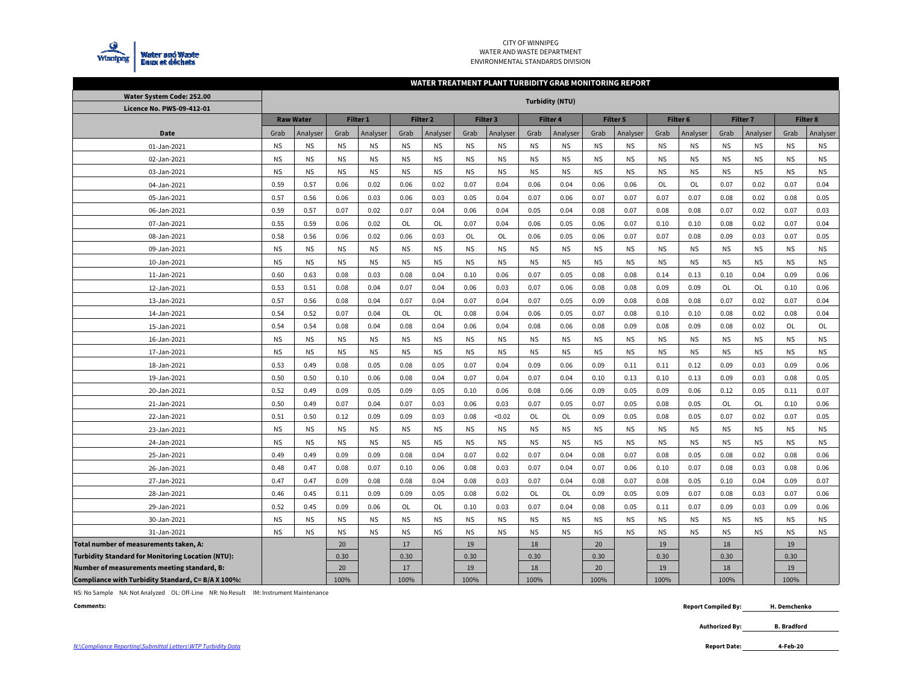CITY OF WINNIPEG
WATER AND WASTE DEPARTMENT
ENVIRONMENTAL STANDARDS DIVISION

## WATER TREATMENT PLANT TURBIDITY GRAB MONITORING REPORT

| Water System Code: 252.00 / Licence No. PWS-09-412-01 | Turbidity (NTU) | | | | | | | | | | | | | | | | | |
|---|---|---|---|---|---|---|---|---|---|---|---|---|---|---|---|---|---|---|
| | Raw Water | | Filter 1 | | Filter 2 | | Filter 3 | | Filter 4 | | Filter 5 | | Filter 6 | | Filter 7 | | Filter 8 | |
| Date | Grab | Analyser | Grab | Analyser | Grab | Analyser | Grab | Analyser | Grab | Analyser | Grab | Analyser | Grab | Analyser | Grab | Analyser | Grab | Analyser |
| 01-Jan-2021 | NS | NS | NS | NS | NS | NS | NS | NS | NS | NS | NS | NS | NS | NS | NS | NS | NS | NS |
| 02-Jan-2021 | NS | NS | NS | NS | NS | NS | NS | NS | NS | NS | NS | NS | NS | NS | NS | NS | NS | NS |
| 03-Jan-2021 | NS | NS | NS | NS | NS | NS | NS | NS | NS | NS | NS | NS | NS | NS | NS | NS | NS | NS |
| 04-Jan-2021 | 0.59 | 0.57 | 0.06 | 0.02 | 0.06 | 0.02 | 0.07 | 0.04 | 0.06 | 0.04 | 0.06 | 0.06 | OL | OL | 0.07 | 0.02 | 0.07 | 0.04 |
| 05-Jan-2021 | 0.57 | 0.56 | 0.06 | 0.03 | 0.06 | 0.03 | 0.05 | 0.04 | 0.07 | 0.06 | 0.07 | 0.07 | 0.07 | 0.07 | 0.08 | 0.02 | 0.08 | 0.05 |
| 06-Jan-2021 | 0.59 | 0.57 | 0.07 | 0.02 | 0.07 | 0.04 | 0.06 | 0.04 | 0.05 | 0.04 | 0.08 | 0.07 | 0.08 | 0.08 | 0.07 | 0.02 | 0.07 | 0.03 |
| 07-Jan-2021 | 0.55 | 0.59 | 0.06 | 0.02 | OL | OL | 0.07 | 0.04 | 0.06 | 0.05 | 0.06 | 0.07 | 0.10 | 0.10 | 0.08 | 0.02 | 0.07 | 0.04 |
| 08-Jan-2021 | 0.58 | 0.56 | 0.06 | 0.02 | 0.06 | 0.03 | OL | OL | 0.06 | 0.05 | 0.06 | 0.07 | 0.07 | 0.08 | 0.09 | 0.03 | 0.07 | 0.05 |
| 09-Jan-2021 | NS | NS | NS | NS | NS | NS | NS | NS | NS | NS | NS | NS | NS | NS | NS | NS | NS | NS |
| 10-Jan-2021 | NS | NS | NS | NS | NS | NS | NS | NS | NS | NS | NS | NS | NS | NS | NS | NS | NS | NS |
| 11-Jan-2021 | 0.60 | 0.63 | 0.08 | 0.03 | 0.08 | 0.04 | 0.10 | 0.06 | 0.07 | 0.05 | 0.08 | 0.08 | 0.14 | 0.13 | 0.10 | 0.04 | 0.09 | 0.06 |
| 12-Jan-2021 | 0.53 | 0.51 | 0.08 | 0.04 | 0.07 | 0.04 | 0.06 | 0.03 | 0.07 | 0.06 | 0.08 | 0.08 | 0.09 | 0.09 | OL | OL | 0.10 | 0.06 |
| 13-Jan-2021 | 0.57 | 0.56 | 0.08 | 0.04 | 0.07 | 0.04 | 0.07 | 0.04 | 0.07 | 0.05 | 0.09 | 0.08 | 0.08 | 0.08 | 0.07 | 0.02 | 0.07 | 0.04 |
| 14-Jan-2021 | 0.54 | 0.52 | 0.07 | 0.04 | OL | OL | 0.08 | 0.04 | 0.06 | 0.05 | 0.07 | 0.08 | 0.10 | 0.10 | 0.08 | 0.02 | 0.08 | 0.04 |
| 15-Jan-2021 | 0.54 | 0.54 | 0.08 | 0.04 | 0.08 | 0.04 | 0.06 | 0.04 | 0.08 | 0.06 | 0.08 | 0.09 | 0.08 | 0.09 | 0.08 | 0.02 | OL | OL |
| 16-Jan-2021 | NS | NS | NS | NS | NS | NS | NS | NS | NS | NS | NS | NS | NS | NS | NS | NS | NS | NS |
| 17-Jan-2021 | NS | NS | NS | NS | NS | NS | NS | NS | NS | NS | NS | NS | NS | NS | NS | NS | NS | NS |
| 18-Jan-2021 | 0.53 | 0.49 | 0.08 | 0.05 | 0.08 | 0.05 | 0.07 | 0.04 | 0.09 | 0.06 | 0.09 | 0.11 | 0.11 | 0.12 | 0.09 | 0.03 | 0.09 | 0.06 |
| 19-Jan-2021 | 0.50 | 0.50 | 0.10 | 0.06 | 0.08 | 0.04 | 0.07 | 0.04 | 0.07 | 0.04 | 0.10 | 0.13 | 0.10 | 0.13 | 0.09 | 0.03 | 0.08 | 0.05 |
| 20-Jan-2021 | 0.52 | 0.49 | 0.09 | 0.05 | 0.09 | 0.05 | 0.10 | 0.06 | 0.08 | 0.06 | 0.09 | 0.05 | 0.09 | 0.06 | 0.12 | 0.05 | 0.11 | 0.07 |
| 21-Jan-2021 | 0.50 | 0.49 | 0.07 | 0.04 | 0.07 | 0.03 | 0.06 | 0.03 | 0.07 | 0.05 | 0.07 | 0.05 | 0.08 | 0.05 | OL | OL | 0.10 | 0.06 |
| 22-Jan-2021 | 0.51 | 0.50 | 0.12 | 0.09 | 0.09 | 0.03 | 0.08 | <0.02 | OL | OL | 0.09 | 0.05 | 0.08 | 0.05 | 0.07 | 0.02 | 0.07 | 0.05 |
| 23-Jan-2021 | NS | NS | NS | NS | NS | NS | NS | NS | NS | NS | NS | NS | NS | NS | NS | NS | NS | NS |
| 24-Jan-2021 | NS | NS | NS | NS | NS | NS | NS | NS | NS | NS | NS | NS | NS | NS | NS | NS | NS | NS |
| 25-Jan-2021 | 0.49 | 0.49 | 0.09 | 0.09 | 0.08 | 0.04 | 0.07 | 0.02 | 0.07 | 0.04 | 0.08 | 0.07 | 0.08 | 0.05 | 0.08 | 0.02 | 0.08 | 0.06 |
| 26-Jan-2021 | 0.48 | 0.47 | 0.08 | 0.07 | 0.10 | 0.06 | 0.08 | 0.03 | 0.07 | 0.04 | 0.07 | 0.06 | 0.10 | 0.07 | 0.08 | 0.03 | 0.08 | 0.06 |
| 27-Jan-2021 | 0.47 | 0.47 | 0.09 | 0.08 | 0.08 | 0.04 | 0.08 | 0.03 | 0.07 | 0.04 | 0.08 | 0.07 | 0.08 | 0.05 | 0.10 | 0.04 | 0.09 | 0.07 |
| 28-Jan-2021 | 0.46 | 0.45 | 0.11 | 0.09 | 0.09 | 0.05 | 0.08 | 0.02 | OL | OL | 0.09 | 0.05 | 0.09 | 0.07 | 0.08 | 0.03 | 0.07 | 0.06 |
| 29-Jan-2021 | 0.52 | 0.45 | 0.09 | 0.06 | OL | OL | 0.10 | 0.03 | 0.07 | 0.04 | 0.08 | 0.05 | 0.11 | 0.07 | 0.09 | 0.03 | 0.09 | 0.06 |
| 30-Jan-2021 | NS | NS | NS | NS | NS | NS | NS | NS | NS | NS | NS | NS | NS | NS | NS | NS | NS | NS |
| 31-Jan-2021 | NS | NS | NS | NS | NS | NS | NS | NS | NS | NS | NS | NS | NS | NS | NS | NS | NS | NS |
| Total number of measurements taken, A: | | | 20 | | 17 | | 19 | | 18 | | 20 | | 19 | | 18 | | 19 | |
| Turbidity Standard for Monitoring Location (NTU): | | | 0.30 | | 0.30 | | 0.30 | | 0.30 | | 0.30 | | 0.30 | | 0.30 | | 0.30 | |
| Number of measurements meeting standard, B: | | | 20 | | 17 | | 19 | | 18 | | 20 | | 19 | | 18 | | 19 | |
| Compliance with Turbidity Standard, C= B/A X 100%: | | | 100% | | 100% | | 100% | | 100% | | 100% | | 100% | | 100% | | 100% | |

NS: No Sample NA: Not Analyzed OL: Off-Line NR: No Result IM: Instrument Maintenance

**Comments:**

**Report Compiled By:** H. Demchenko

**Authorized By:** B. Bradford

**Report Date:** 4-Feb-20

*N:\Compliance Reporting\Submittal Letters\WTP Turbidity Data*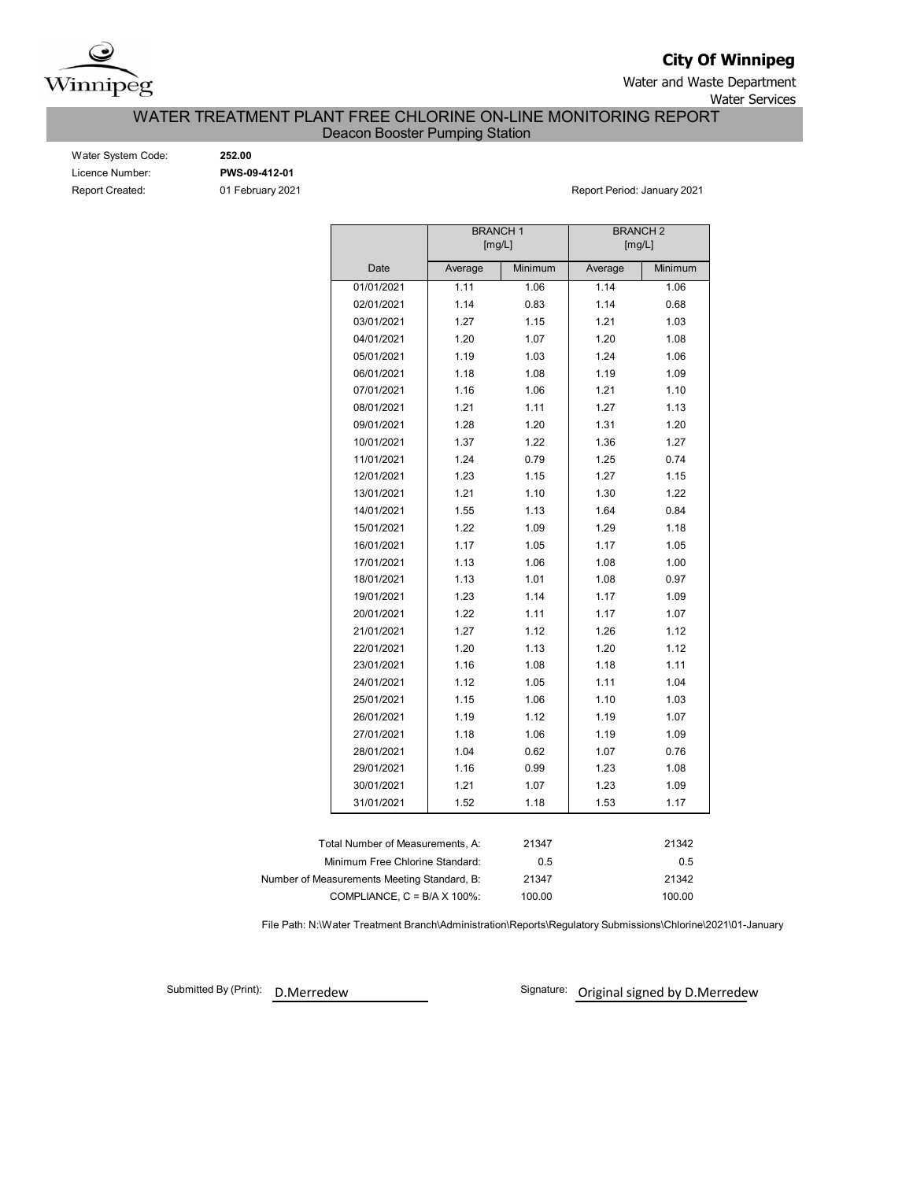**City Of Winnipeg**

Water and Waste Department

Water Services

# WATER TREATMENT PLANT FREE CHLORINE ON-LINE MONITORING REPORT

## Deacon Booster Pumping Station

Water System Code: **252.00**

Licence Number: **PWS-09-412-01**

Report Created: 01 February 2021

Report Period: January 2021

| | BRANCH 1 [mg/L] | | BRANCH 2 [mg/L] | |
|---|---|---|---|---|
| Date | Average | Minimum | Average | Minimum |
| 01/01/2021 | 1.11 | 1.06 | 1.14 | 1.06 |
| 02/01/2021 | 1.14 | 0.83 | 1.14 | 0.68 |
| 03/01/2021 | 1.27 | 1.15 | 1.21 | 1.03 |
| 04/01/2021 | 1.20 | 1.07 | 1.20 | 1.08 |
| 05/01/2021 | 1.19 | 1.03 | 1.24 | 1.06 |
| 06/01/2021 | 1.18 | 1.08 | 1.19 | 1.09 |
| 07/01/2021 | 1.16 | 1.06 | 1.21 | 1.10 |
| 08/01/2021 | 1.21 | 1.11 | 1.27 | 1.13 |
| 09/01/2021 | 1.28 | 1.20 | 1.31 | 1.20 |
| 10/01/2021 | 1.37 | 1.22 | 1.36 | 1.27 |
| 11/01/2021 | 1.24 | 0.79 | 1.25 | 0.74 |
| 12/01/2021 | 1.23 | 1.15 | 1.27 | 1.15 |
| 13/01/2021 | 1.21 | 1.10 | 1.30 | 1.22 |
| 14/01/2021 | 1.55 | 1.13 | 1.64 | 0.84 |
| 15/01/2021 | 1.22 | 1.09 | 1.29 | 1.18 |
| 16/01/2021 | 1.17 | 1.05 | 1.17 | 1.05 |
| 17/01/2021 | 1.13 | 1.06 | 1.08 | 1.00 |
| 18/01/2021 | 1.13 | 1.01 | 1.08 | 0.97 |
| 19/01/2021 | 1.23 | 1.14 | 1.17 | 1.09 |
| 20/01/2021 | 1.22 | 1.11 | 1.17 | 1.07 |
| 21/01/2021 | 1.27 | 1.12 | 1.26 | 1.12 |
| 22/01/2021 | 1.20 | 1.13 | 1.20 | 1.12 |
| 23/01/2021 | 1.16 | 1.08 | 1.18 | 1.11 |
| 24/01/2021 | 1.12 | 1.05 | 1.11 | 1.04 |
| 25/01/2021 | 1.15 | 1.06 | 1.10 | 1.03 |
| 26/01/2021 | 1.19 | 1.12 | 1.19 | 1.07 |
| 27/01/2021 | 1.18 | 1.06 | 1.19 | 1.09 |
| 28/01/2021 | 1.04 | 0.62 | 1.07 | 0.76 |
| 29/01/2021 | 1.16 | 0.99 | 1.23 | 1.08 |
| 30/01/2021 | 1.21 | 1.07 | 1.23 | 1.09 |
| 31/01/2021 | 1.52 | 1.18 | 1.53 | 1.17 |

| | Branch 1 | Branch 2 |
|---|---|---|
| Total Number of Measurements, A: | 21347 | 21342 |
| Minimum Free Chlorine Standard: | 0.5 | 0.5 |
| Number of Measurements Meeting Standard, B: | 21347 | 21342 |
| COMPLIANCE, C = B/A X 100%: | 100.00 | 100.00 |

File Path: N:\Water Treatment Branch\Administration\Reports\Regulatory Submissions\Chlorine\2021\01-January

Submitted By (Print): D.Merredew

Signature: Original signed by D.Merredew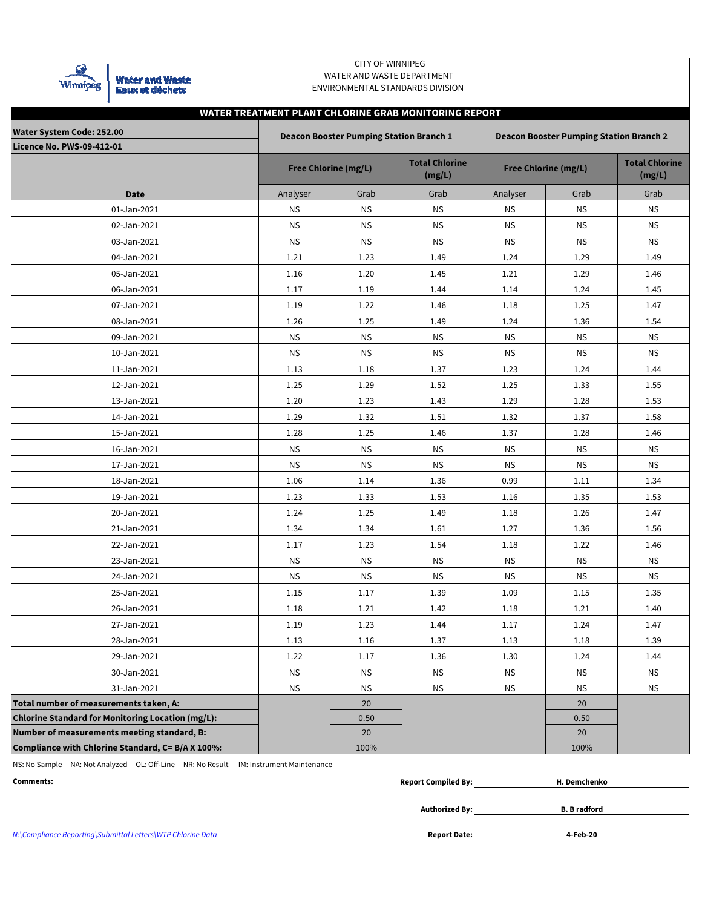CITY OF WINNIPEG
WATER AND WASTE DEPARTMENT
ENVIRONMENTAL STANDARDS DIVISION

Water and Waste
Eaux et déchets

## WATER TREATMENT PLANT CHLORINE GRAB MONITORING REPORT

| Water System Code: 252.00<br>Licence No. PWS-09-412-01 | Deacon Booster Pumping Station Branch 1 | | | Deacon Booster Pumping Station Branch 2 | | |
|---|---|---|---|---|---|---|
| | Free Chlorine (mg/L) | | Total Chlorine (mg/L) | Free Chlorine (mg/L) | | Total Chlorine (mg/L) |
| Date | Analyser | Grab | Grab | Analyser | Grab | Grab |
| 01-Jan-2021 | NS | NS | NS | NS | NS | NS |
| 02-Jan-2021 | NS | NS | NS | NS | NS | NS |
| 03-Jan-2021 | NS | NS | NS | NS | NS | NS |
| 04-Jan-2021 | 1.21 | 1.23 | 1.49 | 1.24 | 1.29 | 1.49 |
| 05-Jan-2021 | 1.16 | 1.20 | 1.45 | 1.21 | 1.29 | 1.46 |
| 06-Jan-2021 | 1.17 | 1.19 | 1.44 | 1.14 | 1.24 | 1.45 |
| 07-Jan-2021 | 1.19 | 1.22 | 1.46 | 1.18 | 1.25 | 1.47 |
| 08-Jan-2021 | 1.26 | 1.25 | 1.49 | 1.24 | 1.36 | 1.54 |
| 09-Jan-2021 | NS | NS | NS | NS | NS | NS |
| 10-Jan-2021 | NS | NS | NS | NS | NS | NS |
| 11-Jan-2021 | 1.13 | 1.18 | 1.37 | 1.23 | 1.24 | 1.44 |
| 12-Jan-2021 | 1.25 | 1.29 | 1.52 | 1.25 | 1.33 | 1.55 |
| 13-Jan-2021 | 1.20 | 1.23 | 1.43 | 1.29 | 1.28 | 1.53 |
| 14-Jan-2021 | 1.29 | 1.32 | 1.51 | 1.32 | 1.37 | 1.58 |
| 15-Jan-2021 | 1.28 | 1.25 | 1.46 | 1.37 | 1.28 | 1.46 |
| 16-Jan-2021 | NS | NS | NS | NS | NS | NS |
| 17-Jan-2021 | NS | NS | NS | NS | NS | NS |
| 18-Jan-2021 | 1.06 | 1.14 | 1.36 | 0.99 | 1.11 | 1.34 |
| 19-Jan-2021 | 1.23 | 1.33 | 1.53 | 1.16 | 1.35 | 1.53 |
| 20-Jan-2021 | 1.24 | 1.25 | 1.49 | 1.18 | 1.26 | 1.47 |
| 21-Jan-2021 | 1.34 | 1.34 | 1.61 | 1.27 | 1.36 | 1.56 |
| 22-Jan-2021 | 1.17 | 1.23 | 1.54 | 1.18 | 1.22 | 1.46 |
| 23-Jan-2021 | NS | NS | NS | NS | NS | NS |
| 24-Jan-2021 | NS | NS | NS | NS | NS | NS |
| 25-Jan-2021 | 1.15 | 1.17 | 1.39 | 1.09 | 1.15 | 1.35 |
| 26-Jan-2021 | 1.18 | 1.21 | 1.42 | 1.18 | 1.21 | 1.40 |
| 27-Jan-2021 | 1.19 | 1.23 | 1.44 | 1.17 | 1.24 | 1.47 |
| 28-Jan-2021 | 1.13 | 1.16 | 1.37 | 1.13 | 1.18 | 1.39 |
| 29-Jan-2021 | 1.22 | 1.17 | 1.36 | 1.30 | 1.24 | 1.44 |
| 30-Jan-2021 | NS | NS | NS | NS | NS | NS |
| 31-Jan-2021 | NS | NS | NS | NS | NS | NS |
| **Total number of measurements taken, A:** | | 20 | | | 20 | |
| **Chlorine Standard for Monitoring Location (mg/L):** | | 0.50 | | | 0.50 | |
| **Number of measurements meeting standard, B:** | | 20 | | | 20 | |
| **Compliance with Chlorine Standard, C= B/A X 100%:** | | 100% | | | 100% | |

NS: No Sample NA: Not Analyzed OL: Off-Line NR: No Result IM: Instrument Maintenance

**Comments:**

**Report Compiled By:** **H. Demchenko**

**Authorized By:** **B. Bradford**

**Report Date:** **4-Feb-20**

*N:\Compliance Reporting\Submittal Letters\WTP Chlorine Data*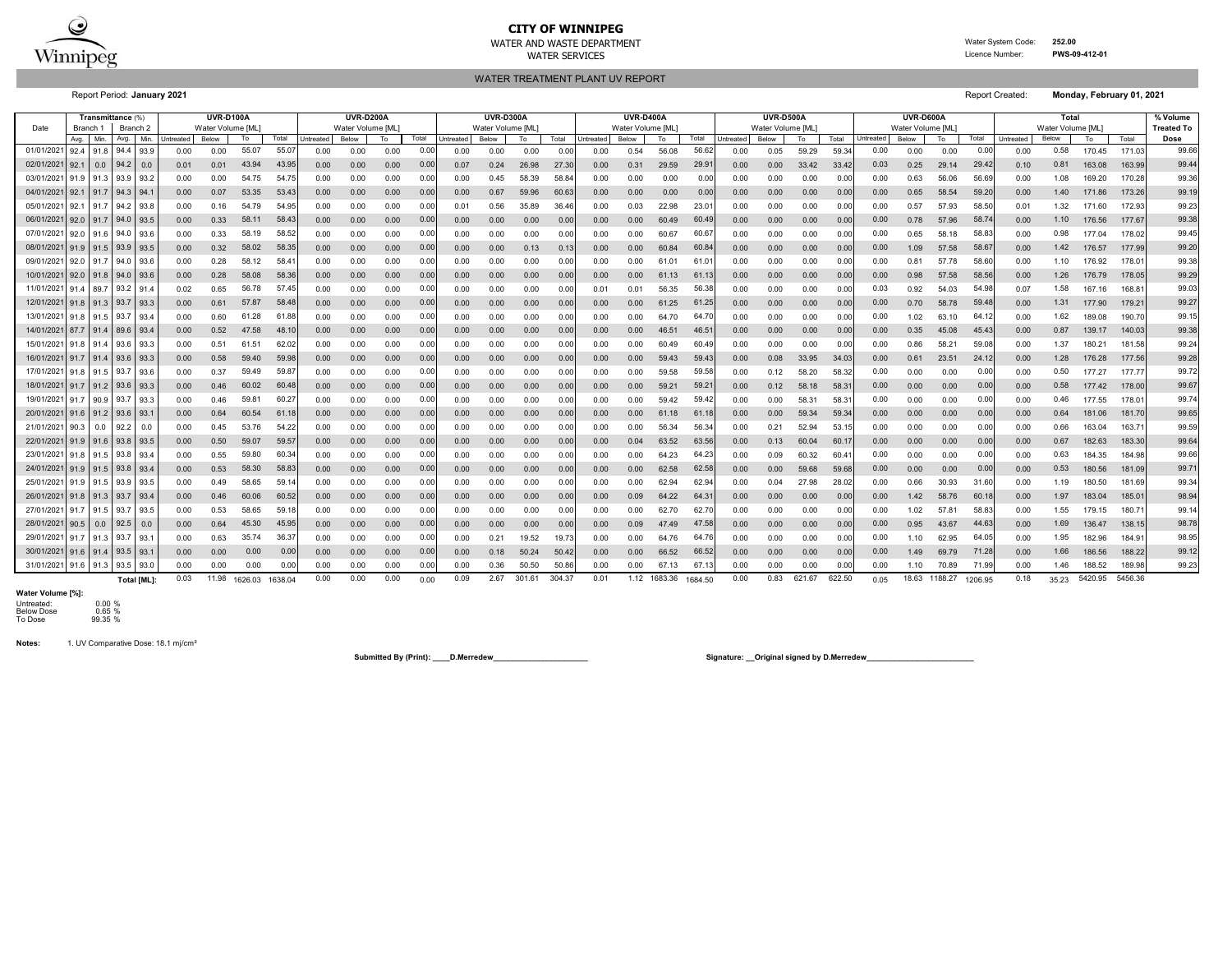# CITY OF WINNIPEG

WATER AND WASTE DEPARTMENT

WATER SERVICES

Water System Code: **252.00**

Licence Number: **PWS-09-412-01**

## WATER TREATMENT PLANT UV REPORT

Report Period: **January 2021**

Report Created: **Monday, February 01, 2021**

| Date | Transmittance (%) | | | | UVR-D100A | | | | UVR-D200A | | | | UVR-D300A | | | | UVR-D400A | | | | UVR-D500A | | | | UVR-D600A | | | | Total | | | | % Volume |
|---|---|---|---|---|---|---|---|---|---|---|---|---|---|---|---|---|---|---|---|---|---|---|---|---|---|---|---|---|---|---|---|---|---|
| | Branch 1 | | Branch 2 | | Water Volume [ML] | | | | Water Volume [ML] | | | | Water Volume [ML] | | | | Water Volume [ML] | | | | Water Volume [ML] | | | | Water Volume [ML] | | | | Water Volume [ML] | | | | Treated To |
| | Avg. | Min. | Avg. | Min. | Untreated | Below | To | Total | Untreated | Below | To | Total | Untreated | Below | To | Total | Untreated | Below | To | Total | Untreated | Below | To | Total | Untreated | Below | To | Total | Untreated | Below | To | Total | Dose |
| 01/01/2021 | 92.4 | 91.8 | 94.4 | 93.9 | 0.00 | 0.00 | 55.07 | 55.07 | 0.00 | 0.00 | 0.00 | 0.00 | 0.00 | 0.00 | 0.00 | 0.00 | 0.00 | 0.54 | 56.08 | 56.62 | 0.00 | 0.05 | 59.29 | 59.34 | 0.00 | 0.00 | 0.00 | 0.00 | 0.00 | 0.58 | 170.45 | 171.03 | 99.66 |
| 02/01/2021 | 92.1 | 0.0 | 94.2 | 0.0 | 0.01 | 0.01 | 43.94 | 43.95 | 0.00 | 0.00 | 0.00 | 0.00 | 0.07 | 0.24 | 26.98 | 27.30 | 0.00 | 0.31 | 29.59 | 29.91 | 0.00 | 0.00 | 33.42 | 33.42 | 0.03 | 0.25 | 29.14 | 29.42 | 0.10 | 0.81 | 163.08 | 163.99 | 99.44 |
| 03/01/2021 | 91.9 | 91.3 | 93.9 | 93.2 | 0.00 | 0.00 | 54.75 | 54.75 | 0.00 | 0.00 | 0.00 | 0.00 | 0.00 | 0.45 | 58.39 | 58.84 | 0.00 | 0.00 | 0.00 | 0.00 | 0.00 | 0.00 | 0.00 | 0.00 | 0.00 | 0.63 | 56.06 | 56.69 | 0.00 | 1.08 | 169.20 | 170.28 | 99.36 |
| 04/01/2021 | 92.1 | 91.7 | 94.3 | 94.1 | 0.00 | 0.07 | 53.35 | 53.43 | 0.00 | 0.00 | 0.00 | 0.00 | 0.00 | 0.67 | 59.96 | 60.63 | 0.00 | 0.00 | 0.00 | 0.00 | 0.00 | 0.00 | 0.00 | 0.00 | 0.00 | 0.65 | 58.54 | 59.20 | 0.00 | 1.40 | 171.86 | 173.26 | 99.19 |
| 05/01/2021 | 92.1 | 91.7 | 94.2 | 93.8 | 0.00 | 0.16 | 54.79 | 54.95 | 0.00 | 0.00 | 0.00 | 0.00 | 0.01 | 0.56 | 35.89 | 36.46 | 0.00 | 0.03 | 22.98 | 23.01 | 0.00 | 0.00 | 0.00 | 0.00 | 0.00 | 0.57 | 57.93 | 58.50 | 0.01 | 1.32 | 171.60 | 172.93 | 99.23 |
| 06/01/2021 | 92.0 | 91.7 | 94.0 | 93.5 | 0.00 | 0.33 | 58.11 | 58.43 | 0.00 | 0.00 | 0.00 | 0.00 | 0.00 | 0.00 | 0.00 | 0.00 | 0.00 | 0.00 | 60.49 | 60.49 | 0.00 | 0.00 | 0.00 | 0.00 | 0.00 | 0.78 | 57.96 | 58.74 | 0.00 | 1.10 | 176.56 | 177.67 | 99.38 |
| 07/01/2021 | 92.0 | 91.6 | 94.0 | 93.6 | 0.00 | 0.33 | 58.19 | 58.52 | 0.00 | 0.00 | 0.00 | 0.00 | 0.00 | 0.00 | 0.00 | 0.00 | 0.00 | 0.00 | 60.67 | 60.67 | 0.00 | 0.00 | 0.00 | 0.00 | 0.00 | 0.65 | 58.18 | 58.83 | 0.00 | 0.98 | 177.04 | 178.02 | 99.45 |
| 08/01/2021 | 91.9 | 91.5 | 93.9 | 93.5 | 0.00 | 0.32 | 58.02 | 58.35 | 0.00 | 0.00 | 0.00 | 0.00 | 0.00 | 0.00 | 0.13 | 0.13 | 0.00 | 0.00 | 60.84 | 60.84 | 0.00 | 0.00 | 0.00 | 0.00 | 0.00 | 1.09 | 57.58 | 58.67 | 0.00 | 1.42 | 176.57 | 177.99 | 99.20 |
| 09/01/2021 | 92.0 | 91.7 | 94.0 | 93.6 | 0.00 | 0.28 | 58.12 | 58.41 | 0.00 | 0.00 | 0.00 | 0.00 | 0.00 | 0.00 | 0.00 | 0.00 | 0.00 | 0.00 | 61.01 | 61.01 | 0.00 | 0.00 | 0.00 | 0.00 | 0.00 | 0.81 | 57.78 | 58.60 | 0.00 | 1.10 | 176.92 | 178.01 | 99.38 |
| 10/01/2021 | 92.0 | 91.8 | 94.0 | 93.6 | 0.00 | 0.28 | 58.08 | 58.36 | 0.00 | 0.00 | 0.00 | 0.00 | 0.00 | 0.00 | 0.00 | 0.00 | 0.00 | 0.00 | 61.13 | 61.13 | 0.00 | 0.00 | 0.00 | 0.00 | 0.00 | 0.98 | 57.58 | 58.56 | 0.00 | 1.26 | 176.79 | 178.05 | 99.29 |
| 11/01/2021 | 91.4 | 89.7 | 93.2 | 91.4 | 0.02 | 0.65 | 56.78 | 57.45 | 0.00 | 0.00 | 0.00 | 0.00 | 0.00 | 0.00 | 0.00 | 0.00 | 0.01 | 0.01 | 56.35 | 56.38 | 0.00 | 0.00 | 0.00 | 0.00 | 0.03 | 0.92 | 54.03 | 54.98 | 0.07 | 1.58 | 167.16 | 168.81 | 99.03 |
| 12/01/2021 | 91.8 | 91.3 | 93.7 | 93.3 | 0.00 | 0.61 | 57.87 | 58.48 | 0.00 | 0.00 | 0.00 | 0.00 | 0.00 | 0.00 | 0.00 | 0.00 | 0.00 | 0.00 | 61.25 | 61.25 | 0.00 | 0.00 | 0.00 | 0.00 | 0.00 | 0.70 | 58.78 | 59.48 | 0.00 | 1.31 | 177.90 | 179.21 | 99.27 |
| 13/01/2021 | 91.8 | 91.5 | 93.7 | 93.4 | 0.00 | 0.60 | 61.28 | 61.88 | 0.00 | 0.00 | 0.00 | 0.00 | 0.00 | 0.00 | 0.00 | 0.00 | 0.00 | 0.00 | 64.70 | 64.70 | 0.00 | 0.00 | 0.00 | 0.00 | 0.00 | 1.02 | 63.10 | 64.12 | 0.00 | 1.62 | 189.08 | 190.70 | 99.15 |
| 14/01/2021 | 87.7 | 91.4 | 89.6 | 93.4 | 0.00 | 0.52 | 47.58 | 48.10 | 0.00 | 0.00 | 0.00 | 0.00 | 0.00 | 0.00 | 0.00 | 0.00 | 0.00 | 0.00 | 46.51 | 46.51 | 0.00 | 0.00 | 0.00 | 0.00 | 0.00 | 0.35 | 45.08 | 45.43 | 0.00 | 0.87 | 139.17 | 140.03 | 99.38 |
| 15/01/2021 | 91.8 | 91.4 | 93.6 | 93.3 | 0.00 | 0.51 | 61.51 | 62.02 | 0.00 | 0.00 | 0.00 | 0.00 | 0.00 | 0.00 | 0.00 | 0.00 | 0.00 | 0.00 | 60.49 | 60.49 | 0.00 | 0.00 | 0.00 | 0.00 | 0.00 | 0.86 | 58.21 | 59.08 | 0.00 | 1.37 | 180.21 | 181.58 | 99.24 |
| 16/01/2021 | 91.7 | 91.4 | 93.6 | 93.3 | 0.00 | 0.58 | 59.40 | 59.98 | 0.00 | 0.00 | 0.00 | 0.00 | 0.00 | 0.00 | 0.00 | 0.00 | 0.00 | 0.00 | 59.43 | 59.43 | 0.00 | 0.08 | 33.95 | 34.03 | 0.00 | 0.61 | 23.51 | 24.12 | 0.00 | 1.28 | 176.28 | 177.56 | 99.28 |
| 17/01/2021 | 91.8 | 91.5 | 93.7 | 93.6 | 0.00 | 0.37 | 59.49 | 59.87 | 0.00 | 0.00 | 0.00 | 0.00 | 0.00 | 0.00 | 0.00 | 0.00 | 0.00 | 0.00 | 59.58 | 59.58 | 0.00 | 0.12 | 58.20 | 58.32 | 0.00 | 0.00 | 0.00 | 0.00 | 0.00 | 0.50 | 177.27 | 177.77 | 99.72 |
| 18/01/2021 | 91.7 | 91.2 | 93.6 | 93.3 | 0.00 | 0.46 | 60.02 | 60.48 | 0.00 | 0.00 | 0.00 | 0.00 | 0.00 | 0.00 | 0.00 | 0.00 | 0.00 | 0.00 | 59.21 | 59.21 | 0.00 | 0.12 | 58.18 | 58.31 | 0.00 | 0.00 | 0.00 | 0.00 | 0.00 | 0.58 | 177.42 | 178.00 | 99.67 |
| 19/01/2021 | 91.7 | 90.9 | 93.7 | 93.3 | 0.00 | 0.46 | 59.81 | 60.27 | 0.00 | 0.00 | 0.00 | 0.00 | 0.00 | 0.00 | 0.00 | 0.00 | 0.00 | 0.00 | 59.42 | 59.42 | 0.00 | 0.00 | 58.31 | 58.31 | 0.00 | 0.00 | 0.00 | 0.00 | 0.00 | 0.46 | 177.55 | 178.01 | 99.74 |
| 20/01/2021 | 91.6 | 91.2 | 93.6 | 93.1 | 0.00 | 0.64 | 60.54 | 61.18 | 0.00 | 0.00 | 0.00 | 0.00 | 0.00 | 0.00 | 0.00 | 0.00 | 0.00 | 0.00 | 61.18 | 61.18 | 0.00 | 0.00 | 59.34 | 59.34 | 0.00 | 0.00 | 0.00 | 0.00 | 0.00 | 0.64 | 181.06 | 181.70 | 99.65 |
| 21/01/2021 | 90.3 | 0.0 | 92.2 | 0.0 | 0.00 | 0.45 | 53.76 | 54.22 | 0.00 | 0.00 | 0.00 | 0.00 | 0.00 | 0.00 | 0.00 | 0.00 | 0.00 | 0.00 | 56.34 | 56.34 | 0.00 | 0.21 | 52.94 | 53.15 | 0.00 | 0.00 | 0.00 | 0.00 | 0.00 | 0.66 | 163.04 | 163.71 | 99.59 |
| 22/01/2021 | 91.9 | 91.6 | 93.8 | 93.5 | 0.00 | 0.50 | 59.07 | 59.57 | 0.00 | 0.00 | 0.00 | 0.00 | 0.00 | 0.00 | 0.00 | 0.00 | 0.00 | 0.04 | 63.52 | 63.56 | 0.00 | 0.13 | 60.04 | 60.17 | 0.00 | 0.00 | 0.00 | 0.00 | 0.00 | 0.67 | 182.63 | 183.30 | 99.64 |
| 23/01/2021 | 91.8 | 91.5 | 93.8 | 93.4 | 0.00 | 0.55 | 59.80 | 60.34 | 0.00 | 0.00 | 0.00 | 0.00 | 0.00 | 0.00 | 0.00 | 0.00 | 0.00 | 0.00 | 64.23 | 64.23 | 0.00 | 0.09 | 60.32 | 60.41 | 0.00 | 0.00 | 0.00 | 0.00 | 0.00 | 0.63 | 184.35 | 184.98 | 99.66 |
| 24/01/2021 | 91.9 | 91.5 | 93.8 | 93.4 | 0.00 | 0.53 | 58.30 | 58.83 | 0.00 | 0.00 | 0.00 | 0.00 | 0.00 | 0.00 | 0.00 | 0.00 | 0.00 | 0.00 | 62.58 | 62.58 | 0.00 | 0.00 | 59.68 | 59.68 | 0.00 | 0.00 | 0.00 | 0.00 | 0.00 | 0.53 | 180.56 | 181.09 | 99.71 |
| 25/01/2021 | 91.9 | 91.5 | 93.9 | 93.5 | 0.00 | 0.49 | 58.65 | 59.14 | 0.00 | 0.00 | 0.00 | 0.00 | 0.00 | 0.00 | 0.00 | 0.00 | 0.00 | 0.00 | 62.94 | 62.94 | 0.00 | 0.04 | 27.98 | 28.02 | 0.00 | 0.66 | 30.93 | 31.60 | 0.00 | 1.19 | 180.50 | 181.69 | 99.34 |
| 26/01/2021 | 91.8 | 91.3 | 93.7 | 93.4 | 0.00 | 0.46 | 60.06 | 60.52 | 0.00 | 0.00 | 0.00 | 0.00 | 0.00 | 0.00 | 0.00 | 0.00 | 0.00 | 0.09 | 64.22 | 64.31 | 0.00 | 0.00 | 0.00 | 0.00 | 0.00 | 1.42 | 58.76 | 60.18 | 0.00 | 1.97 | 183.04 | 185.01 | 98.94 |
| 27/01/2021 | 91.7 | 91.5 | 93.7 | 93.5 | 0.00 | 0.53 | 58.65 | 59.18 | 0.00 | 0.00 | 0.00 | 0.00 | 0.00 | 0.00 | 0.00 | 0.00 | 0.00 | 0.00 | 62.70 | 62.70 | 0.00 | 0.00 | 0.00 | 0.00 | 0.00 | 1.02 | 57.81 | 58.83 | 0.00 | 1.55 | 179.15 | 180.71 | 99.14 |
| 28/01/2021 | 90.5 | 0.0 | 92.5 | 0.0 | 0.00 | 0.64 | 45.30 | 45.95 | 0.00 | 0.00 | 0.00 | 0.00 | 0.00 | 0.00 | 0.00 | 0.00 | 0.00 | 0.09 | 47.49 | 47.58 | 0.00 | 0.00 | 0.00 | 0.00 | 0.00 | 0.95 | 43.67 | 44.63 | 0.00 | 1.69 | 136.47 | 138.15 | 98.78 |
| 29/01/2021 | 91.7 | 91.3 | 93.7 | 93.1 | 0.00 | 0.63 | 35.74 | 36.37 | 0.00 | 0.00 | 0.00 | 0.00 | 0.00 | 0.21 | 19.52 | 19.73 | 0.00 | 0.00 | 64.76 | 64.76 | 0.00 | 0.00 | 0.00 | 0.00 | 0.00 | 1.10 | 62.95 | 64.05 | 0.00 | 1.95 | 182.96 | 184.91 | 98.95 |
| 30/01/2021 | 91.6 | 91.4 | 93.5 | 93.1 | 0.00 | 0.00 | 0.00 | 0.00 | 0.00 | 0.00 | 0.00 | 0.00 | 0.00 | 0.18 | 50.24 | 50.42 | 0.00 | 0.00 | 66.52 | 66.52 | 0.00 | 0.00 | 0.00 | 0.00 | 0.00 | 1.49 | 69.79 | 71.28 | 0.00 | 1.66 | 186.56 | 188.22 | 99.12 |
| 31/01/2021 | 91.6 | 91.3 | 93.5 | 93.0 | 0.00 | 0.00 | 0.00 | 0.00 | 0.00 | 0.00 | 0.00 | 0.00 | 0.00 | 0.36 | 50.50 | 50.86 | 0.00 | 0.00 | 67.13 | 67.13 | 0.00 | 0.00 | 0.00 | 0.00 | 0.00 | 1.10 | 70.89 | 71.99 | 0.00 | 1.46 | 188.52 | 189.98 | 99.23 |
| | | | | Total [ML]: | 0.03 | 11.98 | 1626.03 | 1638.04 | 0.00 | 0.00 | 0.00 | 0.00 | 0.09 | 2.67 | 301.61 | 304.37 | 0.01 | 1.12 | 1683.36 | 1684.50 | 0.00 | 0.83 | 621.67 | 622.50 | 0.05 | 18.63 | 1188.27 | 1206.95 | 0.18 | 35.23 | 5420.95 | 5456.36 | |

**Water Volume [%]:**

| | |
|---|---|
| Untreated: | 0.00 % |
| Below Dose | 0.65 % |
| To Dose | 99.35 % |

**Notes:** 1. UV Comparative Dose: 18.1 mj/cm²

**Submitted By (Print):** ____D.Merredew______________________

**Signature:** __Original signed by D.Merredew_________________________